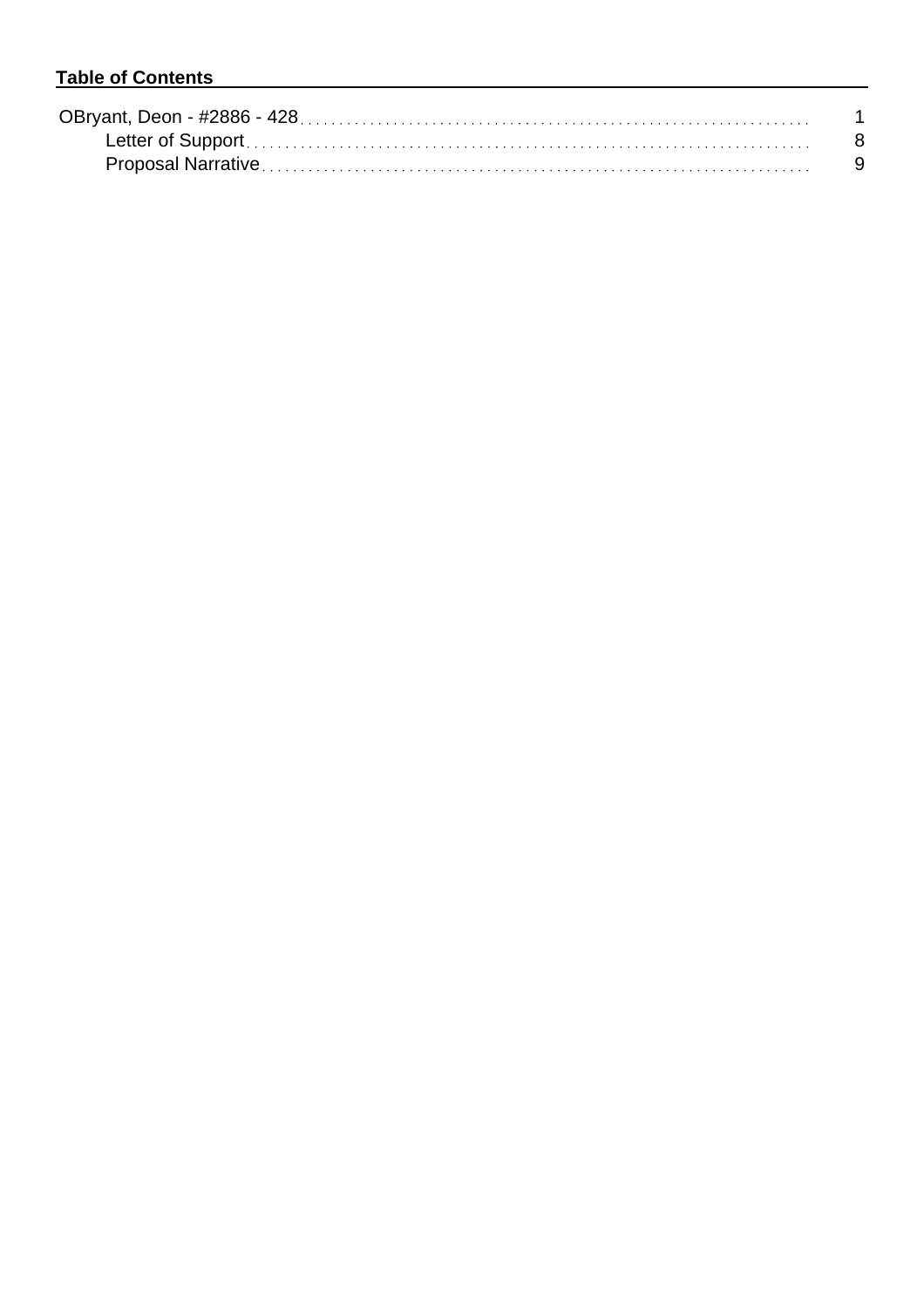**Table of Contents**

| | |
|---|---|
| OBryant, Deon - #2886 - 428 | 1 |
| Letter of Support | 8 |
| Proposal Narrative | 9 |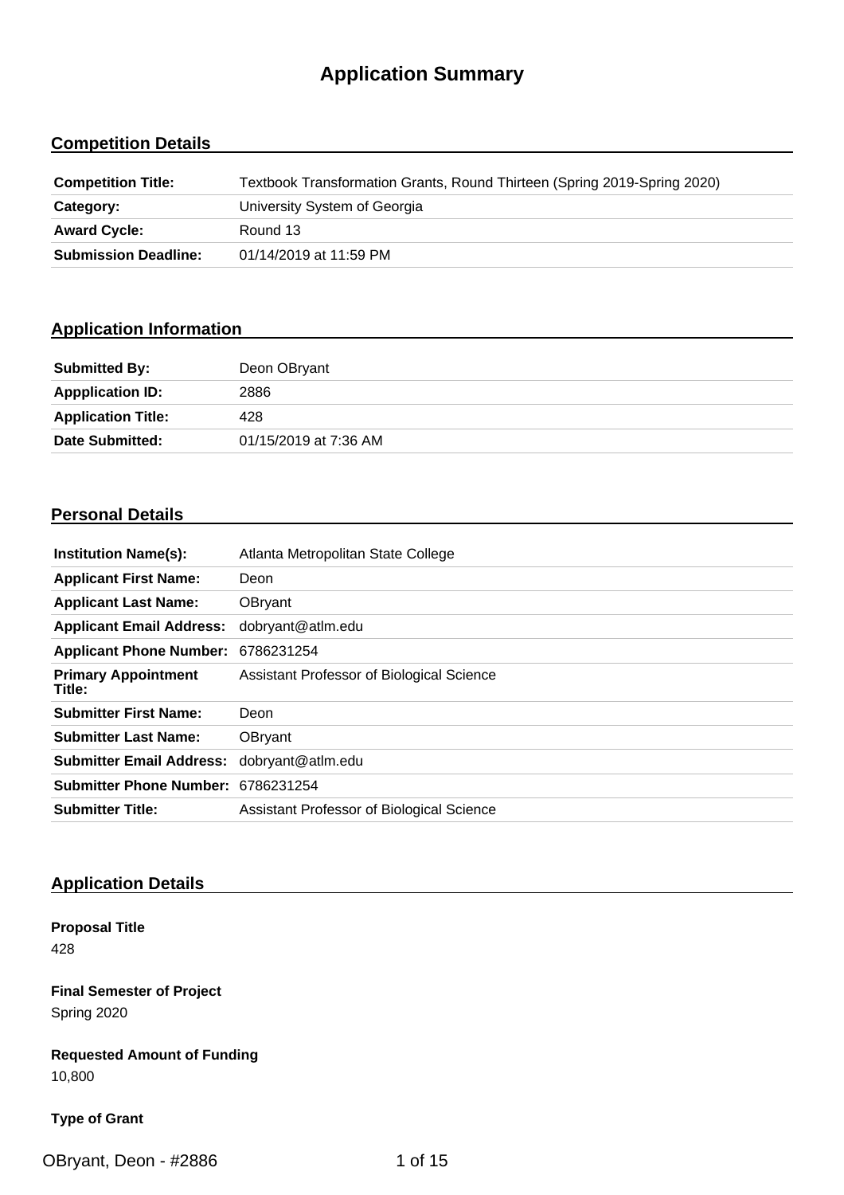# Application Summary

## Competition Details

| | |
|---|---|
| **Competition Title:** | Textbook Transformation Grants, Round Thirteen (Spring 2019-Spring 2020) |
| **Category:** | University System of Georgia |
| **Award Cycle:** | Round 13 |
| **Submission Deadline:** | 01/14/2019 at 11:59 PM |

## Application Information

| | |
|---|---|
| **Submitted By:** | Deon OBryant |
| **Appplication ID:** | 2886 |
| **Application Title:** | 428 |
| **Date Submitted:** | 01/15/2019 at 7:36 AM |

## Personal Details

| | |
|---|---|
| **Institution Name(s):** | Atlanta Metropolitan State College |
| **Applicant First Name:** | Deon |
| **Applicant Last Name:** | OBryant |
| **Applicant Email Address:** | dobryant@atlm.edu |
| **Applicant Phone Number:** | 6786231254 |
| **Primary Appointment Title:** | Assistant Professor of Biological Science |
| **Submitter First Name:** | Deon |
| **Submitter Last Name:** | OBryant |
| **Submitter Email Address:** | dobryant@atlm.edu |
| **Submitter Phone Number:** | 6786231254 |
| **Submitter Title:** | Assistant Professor of Biological Science |

## Application Details

**Proposal Title**

428

**Final Semester of Project**

Spring 2020

**Requested Amount of Funding**

10,800

**Type of Grant**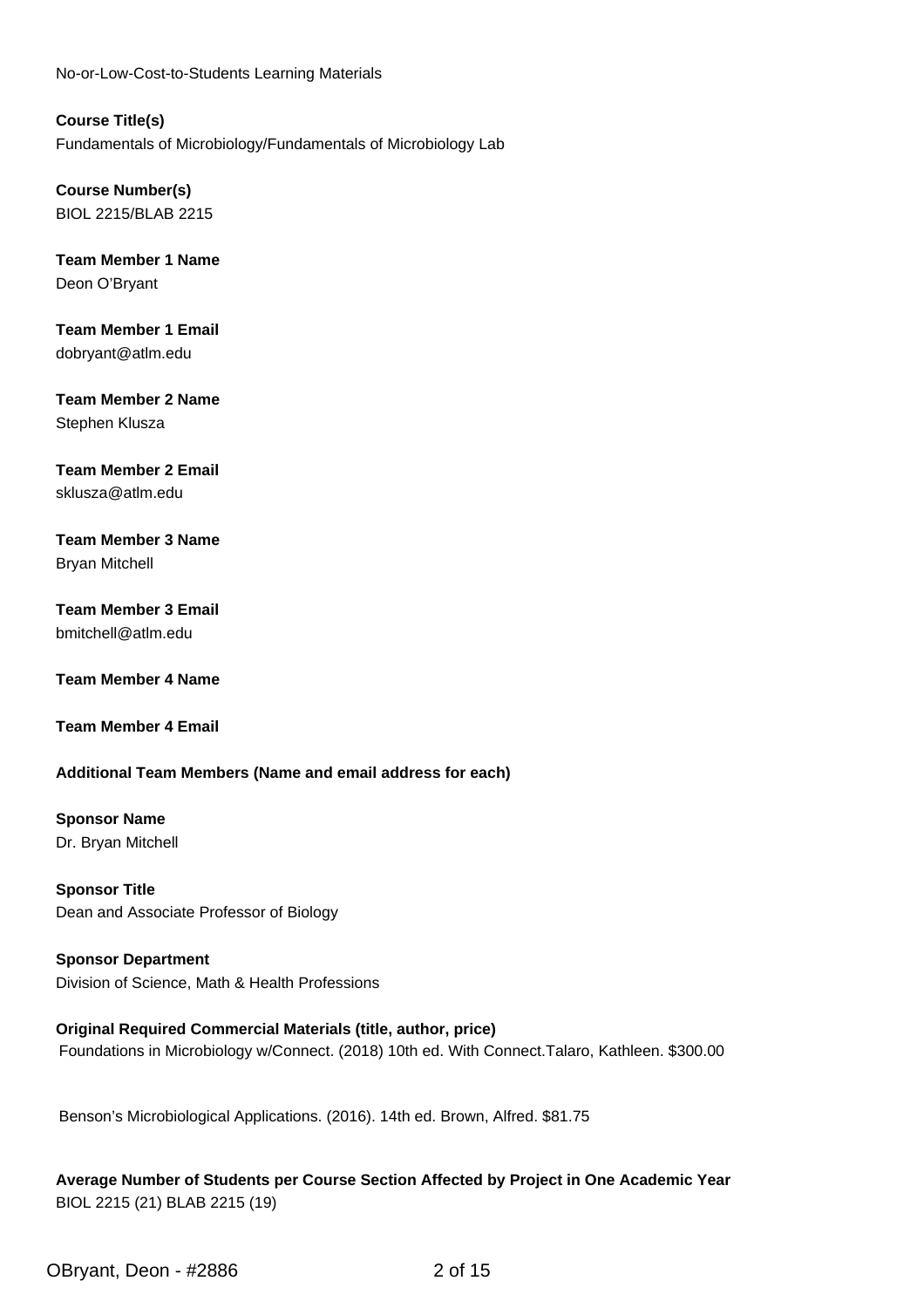No-or-Low-Cost-to-Students Learning Materials

**Course Title(s)**
Fundamentals of Microbiology/Fundamentals of Microbiology Lab

**Course Number(s)**
BIOL 2215/BLAB 2215

**Team Member 1 Name**
Deon O'Bryant

**Team Member 1 Email**
dobryant@atlm.edu

**Team Member 2 Name**
Stephen Klusza

**Team Member 2 Email**
sklusza@atlm.edu

**Team Member 3 Name**
Bryan Mitchell

**Team Member 3 Email**
bmitchell@atlm.edu

**Team Member 4 Name**

**Team Member 4 Email**

**Additional Team Members (Name and email address for each)**

**Sponsor Name**
Dr. Bryan Mitchell

**Sponsor Title**
Dean and Associate Professor of Biology

**Sponsor Department**
Division of Science, Math & Health Professions

**Original Required Commercial Materials (title, author, price)**
Foundations in Microbiology w/Connect. (2018) 10th ed. With Connect.Talaro, Kathleen. $300.00

Benson's Microbiological Applications. (2016). 14th ed. Brown, Alfred. $81.75

**Average Number of Students per Course Section Affected by Project in One Academic Year**
BIOL 2215 (21) BLAB 2215 (19)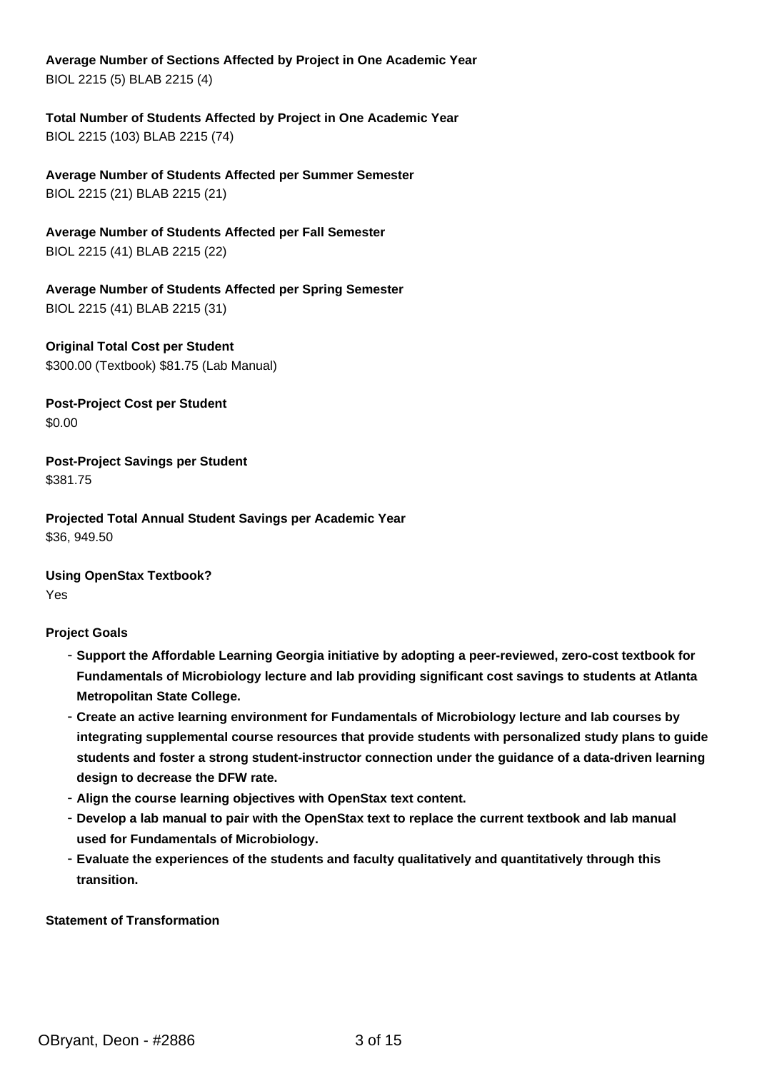**Average Number of Sections Affected by Project in One Academic Year**

BIOL 2215 (5) BLAB 2215 (4)

**Total Number of Students Affected by Project in One Academic Year**

BIOL 2215 (103) BLAB 2215 (74)

**Average Number of Students Affected per Summer Semester**

BIOL 2215 (21) BLAB 2215 (21)

**Average Number of Students Affected per Fall Semester**

BIOL 2215 (41) BLAB 2215 (22)

**Average Number of Students Affected per Spring Semester**

BIOL 2215 (41) BLAB 2215 (31)

**Original Total Cost per Student**

$300.00 (Textbook) $81.75 (Lab Manual)

**Post-Project Cost per Student**

$0.00

**Post-Project Savings per Student**

$381.75

**Projected Total Annual Student Savings per Academic Year**

$36, 949.50

**Using OpenStax Textbook?**

Yes

**Project Goals**

- **Support the Affordable Learning Georgia initiative by adopting a peer-reviewed, zero-cost textbook for Fundamentals of Microbiology lecture and lab providing significant cost savings to students at Atlanta Metropolitan State College.**
- **Create an active learning environment for Fundamentals of Microbiology lecture and lab courses by integrating supplemental course resources that provide students with personalized study plans to guide students and foster a strong student-instructor connection under the guidance of a data-driven learning design to decrease the DFW rate.**
- **Align the course learning objectives with OpenStax text content.**
- **Develop a lab manual to pair with the OpenStax text to replace the current textbook and lab manual used for Fundamentals of Microbiology.**
- **Evaluate the experiences of the students and faculty qualitatively and quantitatively through this transition.**

**Statement of Transformation**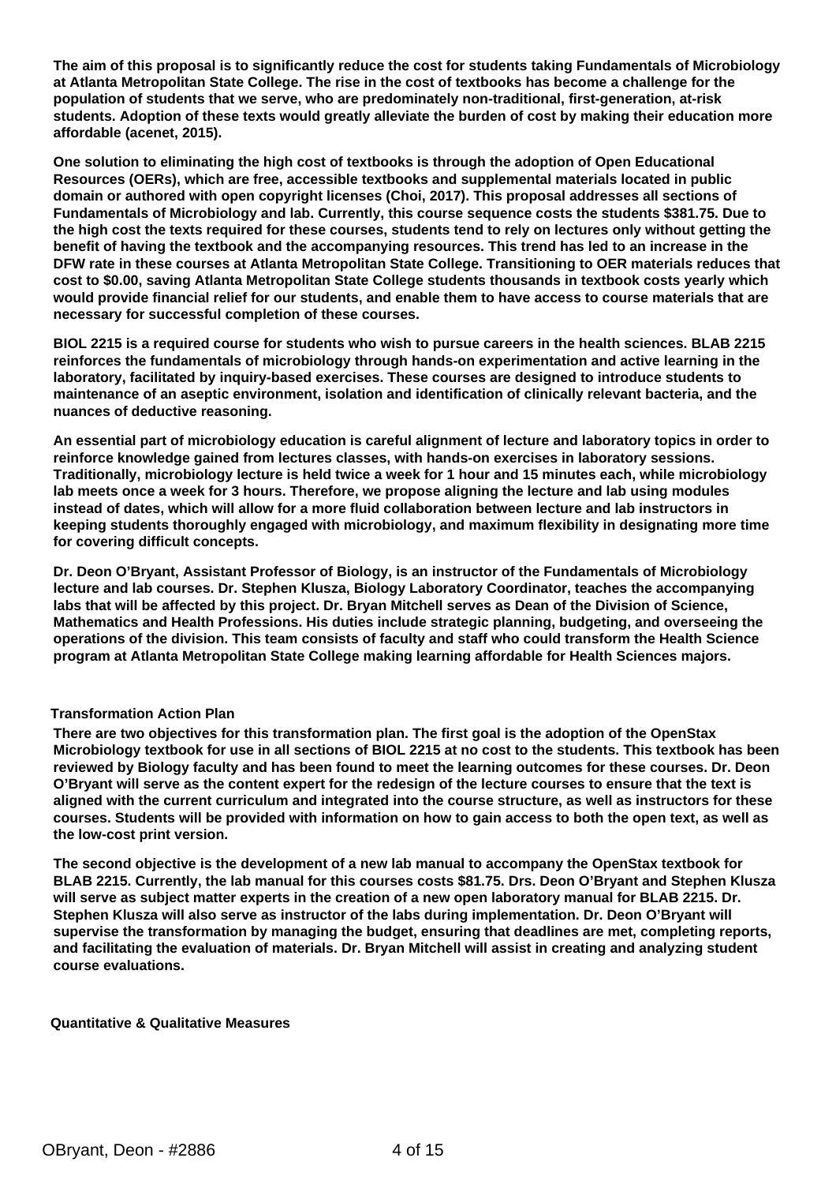**The aim of this proposal is to significantly reduce the cost for students taking Fundamentals of Microbiology at Atlanta Metropolitan State College. The rise in the cost of textbooks has become a challenge for the population of students that we serve, who are predominately non-traditional, first-generation, at-risk students. Adoption of these texts would greatly alleviate the burden of cost by making their education more affordable (acenet, 2015).**

**One solution to eliminating the high cost of textbooks is through the adoption of Open Educational Resources (OERs), which are free, accessible textbooks and supplemental materials located in public domain or authored with open copyright licenses (Choi, 2017). This proposal addresses all sections of Fundamentals of Microbiology and lab. Currently, this course sequence costs the students $381.75. Due to the high cost the texts required for these courses, students tend to rely on lectures only without getting the benefit of having the textbook and the accompanying resources. This trend has led to an increase in the DFW rate in these courses at Atlanta Metropolitan State College. Transitioning to OER materials reduces that cost to $0.00, saving Atlanta Metropolitan State College students thousands in textbook costs yearly which would provide financial relief for our students, and enable them to have access to course materials that are necessary for successful completion of these courses.**

**BIOL 2215 is a required course for students who wish to pursue careers in the health sciences. BLAB 2215 reinforces the fundamentals of microbiology through hands-on experimentation and active learning in the laboratory, facilitated by inquiry-based exercises. These courses are designed to introduce students to maintenance of an aseptic environment, isolation and identification of clinically relevant bacteria, and the nuances of deductive reasoning.**

**An essential part of microbiology education is careful alignment of lecture and laboratory topics in order to reinforce knowledge gained from lectures classes, with hands-on exercises in laboratory sessions. Traditionally, microbiology lecture is held twice a week for 1 hour and 15 minutes each, while microbiology lab meets once a week for 3 hours. Therefore, we propose aligning the lecture and lab using modules instead of dates, which will allow for a more fluid collaboration between lecture and lab instructors in keeping students thoroughly engaged with microbiology, and maximum flexibility in designating more time for covering difficult concepts.**

**Dr. Deon O'Bryant, Assistant Professor of Biology, is an instructor of the Fundamentals of Microbiology lecture and lab courses. Dr. Stephen Klusza, Biology Laboratory Coordinator, teaches the accompanying labs that will be affected by this project. Dr. Bryan Mitchell serves as Dean of the Division of Science, Mathematics and Health Professions. His duties include strategic planning, budgeting, and overseeing the operations of the division. This team consists of faculty and staff who could transform the Health Science program at Atlanta Metropolitan State College making learning affordable for Health Sciences majors.**

### Transformation Action Plan

**There are two objectives for this transformation plan. The first goal is the adoption of the OpenStax Microbiology textbook for use in all sections of BIOL 2215 at no cost to the students. This textbook has been reviewed by Biology faculty and has been found to meet the learning outcomes for these courses. Dr. Deon O'Bryant will serve as the content expert for the redesign of the lecture courses to ensure that the text is aligned with the current curriculum and integrated into the course structure, as well as instructors for these courses. Students will be provided with information on how to gain access to both the open text, as well as the low-cost print version.**

**The second objective is the development of a new lab manual to accompany the OpenStax textbook for BLAB 2215. Currently, the lab manual for this courses costs $81.75. Drs. Deon O'Bryant and Stephen Klusza will serve as subject matter experts in the creation of a new open laboratory manual for BLAB 2215. Dr. Stephen Klusza will also serve as instructor of the labs during implementation. Dr. Deon O'Bryant will supervise the transformation by managing the budget, ensuring that deadlines are met, completing reports, and facilitating the evaluation of materials. Dr. Bryan Mitchell will assist in creating and analyzing student course evaluations.**

### Quantitative & Qualitative Measures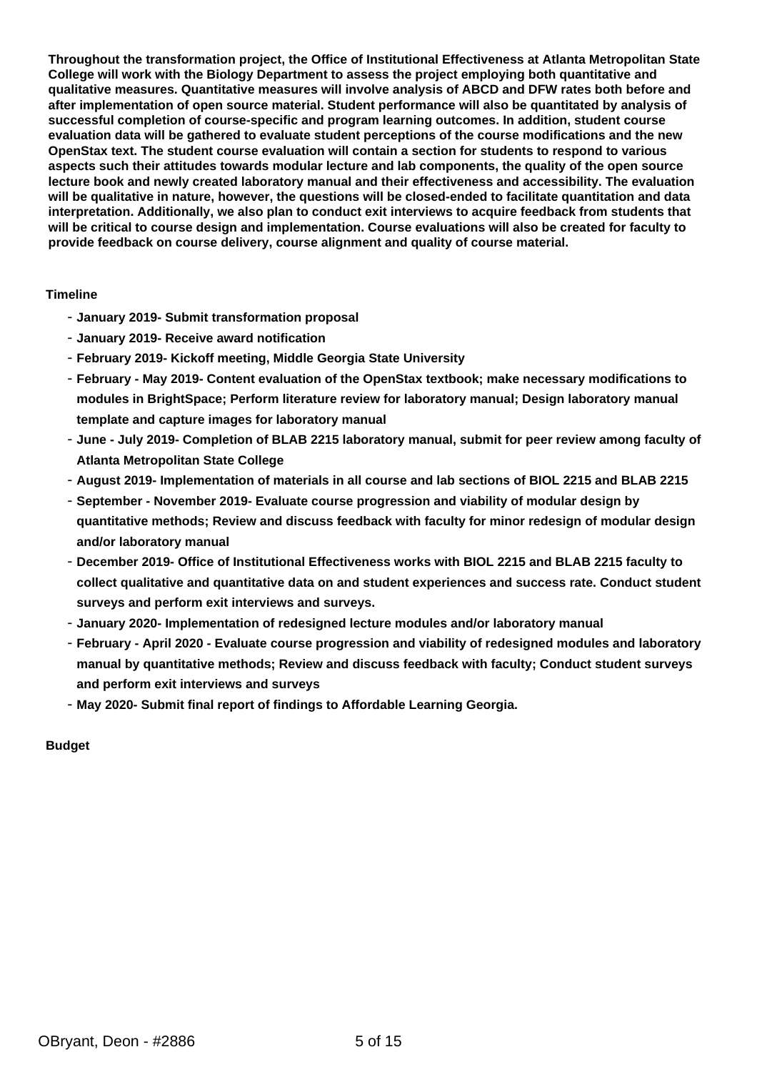**Throughout the transformation project, the Office of Institutional Effectiveness at Atlanta Metropolitan State College will work with the Biology Department to assess the project employing both quantitative and qualitative measures. Quantitative measures will involve analysis of ABCD and DFW rates both before and after implementation of open source material. Student performance will also be quantitated by analysis of successful completion of course-specific and program learning outcomes. In addition, student course evaluation data will be gathered to evaluate student perceptions of the course modifications and the new OpenStax text. The student course evaluation will contain a section for students to respond to various aspects such their attitudes towards modular lecture and lab components, the quality of the open source lecture book and newly created laboratory manual and their effectiveness and accessibility. The evaluation will be qualitative in nature, however, the questions will be closed-ended to facilitate quantitation and data interpretation. Additionally, we also plan to conduct exit interviews to acquire feedback from students that will be critical to course design and implementation. Course evaluations will also be created for faculty to provide feedback on course delivery, course alignment and quality of course material.**

**Timeline**

- **January 2019- Submit transformation proposal**
- **January 2019- Receive award notification**
- **February 2019- Kickoff meeting, Middle Georgia State University**
- **February - May 2019- Content evaluation of the OpenStax textbook; make necessary modifications to modules in BrightSpace; Perform literature review for laboratory manual; Design laboratory manual template and capture images for laboratory manual**
- **June - July 2019- Completion of BLAB 2215 laboratory manual, submit for peer review among faculty of Atlanta Metropolitan State College**
- **August 2019- Implementation of materials in all course and lab sections of BIOL 2215 and BLAB 2215**
- **September - November 2019- Evaluate course progression and viability of modular design by quantitative methods; Review and discuss feedback with faculty for minor redesign of modular design and/or laboratory manual**
- **December 2019- Office of Institutional Effectiveness works with BIOL 2215 and BLAB 2215 faculty to collect qualitative and quantitative data on and student experiences and success rate. Conduct student surveys and perform exit interviews and surveys.**
- **January 2020- Implementation of redesigned lecture modules and/or laboratory manual**
- **February - April 2020 - Evaluate course progression and viability of redesigned modules and laboratory manual by quantitative methods; Review and discuss feedback with faculty; Conduct student surveys and perform exit interviews and surveys**
- **May 2020- Submit final report of findings to Affordable Learning Georgia.**

**Budget**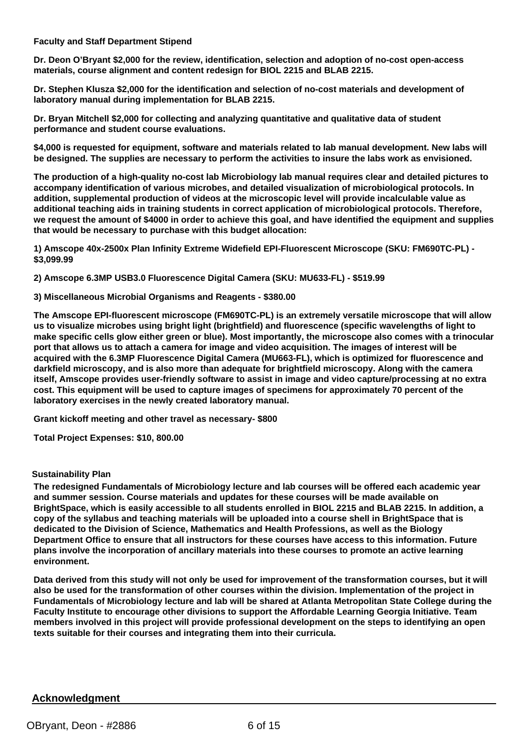**Faculty and Staff Department Stipend**

**Dr. Deon O'Bryant $2,000 for the review, identification, selection and adoption of no-cost open-access materials, course alignment and content redesign for BIOL 2215 and BLAB 2215.**

**Dr. Stephen Klusza $2,000 for the identification and selection of no-cost materials and development of laboratory manual during implementation for BLAB 2215.**

**Dr. Bryan Mitchell $2,000 for collecting and analyzing quantitative and qualitative data of student performance and student course evaluations.**

**$4,000 is requested for equipment, software and materials related to lab manual development. New labs will be designed. The supplies are necessary to perform the activities to insure the labs work as envisioned.**

**The production of a high-quality no-cost lab Microbiology lab manual requires clear and detailed pictures to accompany identification of various microbes, and detailed visualization of microbiological protocols. In addition, supplemental production of videos at the microscopic level will provide incalculable value as additional teaching aids in training students in correct application of microbiological protocols. Therefore, we request the amount of $4000 in order to achieve this goal, and have identified the equipment and supplies that would be necessary to purchase with this budget allocation:**

**1) Amscope 40x-2500x Plan Infinity Extreme Widefield EPI-Fluorescent Microscope (SKU: FM690TC-PL) - $3,099.99**

**2) Amscope 6.3MP USB3.0 Fluorescence Digital Camera (SKU: MU633-FL) - $519.99**

**3) Miscellaneous Microbial Organisms and Reagents - $380.00**

**The Amscope EPI-fluorescent microscope (FM690TC-PL) is an extremely versatile microscope that will allow us to visualize microbes using bright light (brightfield) and fluorescence (specific wavelengths of light to make specific cells glow either green or blue). Most importantly, the microscope also comes with a trinocular port that allows us to attach a camera for image and video acquisition. The images of interest will be acquired with the 6.3MP Fluorescence Digital Camera (MU663-FL), which is optimized for fluorescence and darkfield microscopy, and is also more than adequate for brightfield microscopy. Along with the camera itself, Amscope provides user-friendly software to assist in image and video capture/processing at no extra cost. This equipment will be used to capture images of specimens for approximately 70 percent of the laboratory exercises in the newly created laboratory manual.**

**Grant kickoff meeting and other travel as necessary- $800**

**Total Project Expenses: $10, 800.00**

**Sustainability Plan**

**The redesigned Fundamentals of Microbiology lecture and lab courses will be offered each academic year and summer session. Course materials and updates for these courses will be made available on BrightSpace, which is easily accessible to all students enrolled in BIOL 2215 and BLAB 2215. In addition, a copy of the syllabus and teaching materials will be uploaded into a course shell in BrightSpace that is dedicated to the Division of Science, Mathematics and Health Professions, as well as the Biology Department Office to ensure that all instructors for these courses have access to this information. Future plans involve the incorporation of ancillary materials into these courses to promote an active learning environment.**

**Data derived from this study will not only be used for improvement of the transformation courses, but it will also be used for the transformation of other courses within the division. Implementation of the project in Fundamentals of Microbiology lecture and lab will be shared at Atlanta Metropolitan State College during the Faculty Institute to encourage other divisions to support the Affordable Learning Georgia Initiative. Team members involved in this project will provide professional development on the steps to identifying an open texts suitable for their courses and integrating them into their curricula.**

## Acknowledgment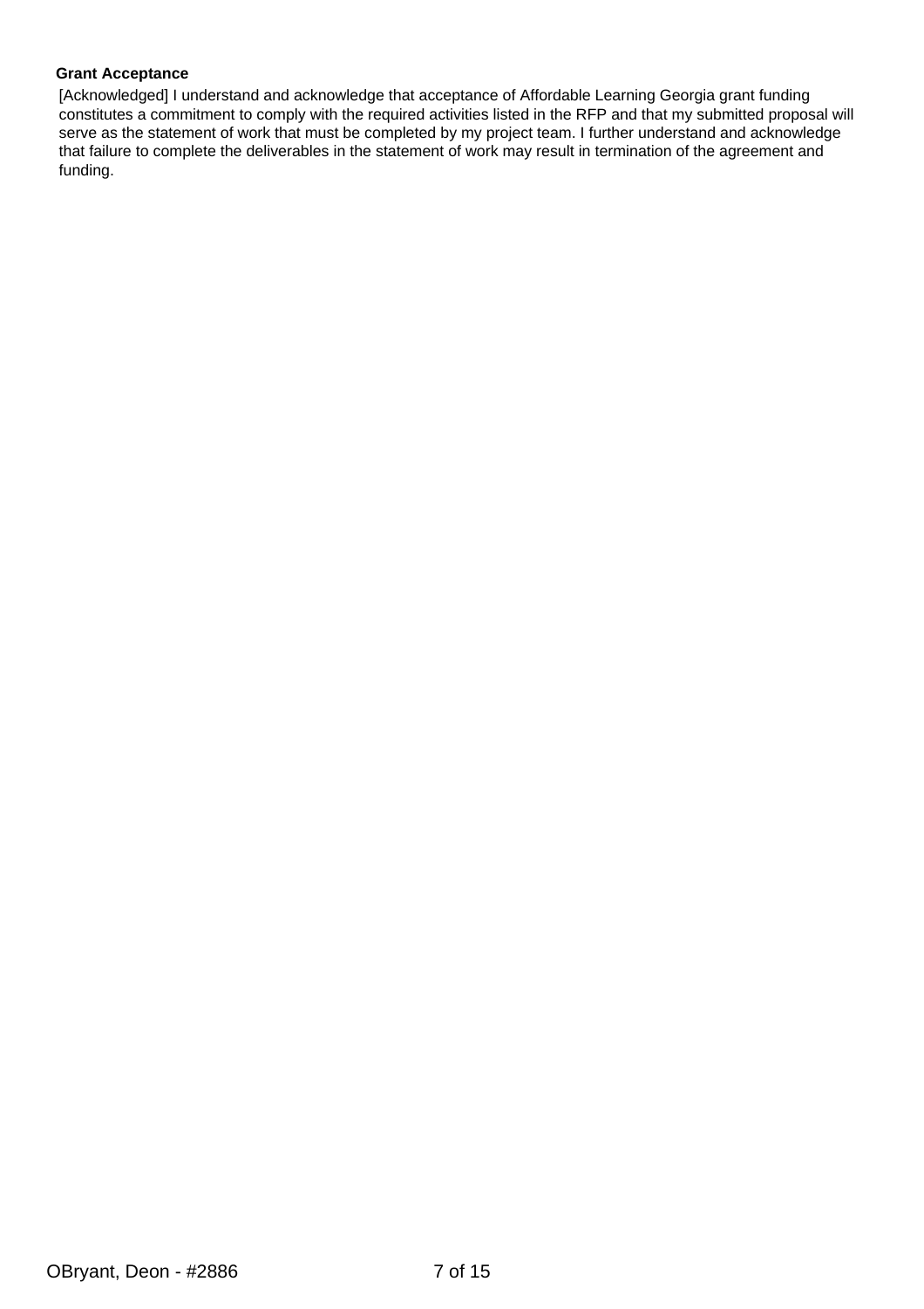**Grant Acceptance**

[Acknowledged] I understand and acknowledge that acceptance of Affordable Learning Georgia grant funding constitutes a commitment to comply with the required activities listed in the RFP and that my submitted proposal will serve as the statement of work that must be completed by my project team. I further understand and acknowledge that failure to complete the deliverables in the statement of work may result in termination of the agreement and funding.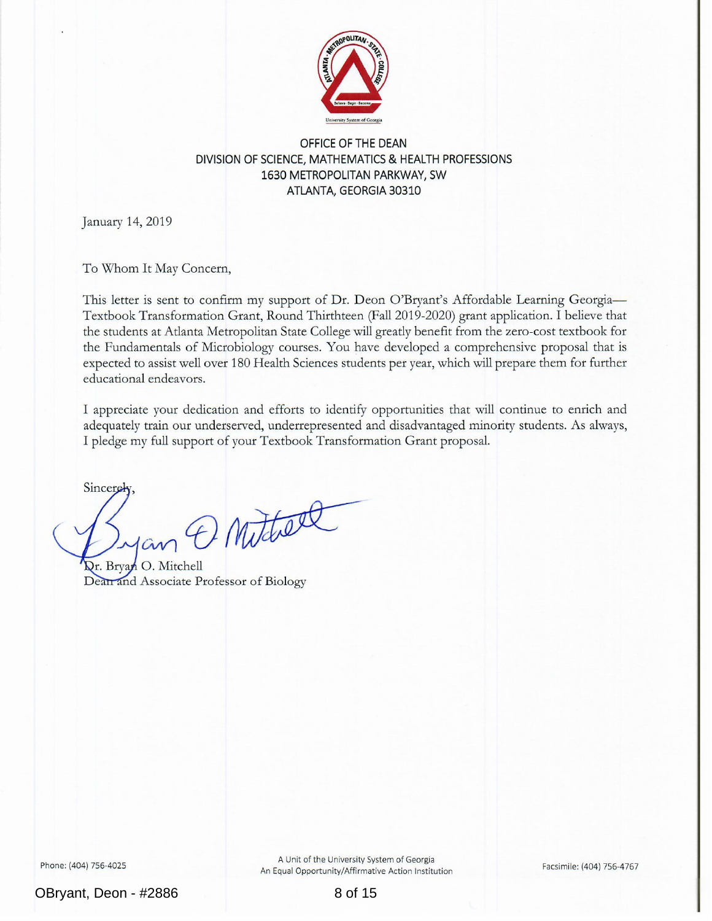OFFICE OF THE DEAN
DIVISION OF SCIENCE, MATHEMATICS & HEALTH PROFESSIONS
1630 METROPOLITAN PARKWAY, SW
ATLANTA, GEORGIA 30310

January 14, 2019

To Whom It May Concern,

This letter is sent to confirm my support of Dr. Deon O'Bryant's Affordable Learning Georgia—Textbook Transformation Grant, Round Thirthteen (Fall 2019-2020) grant application. I believe that the students at Atlanta Metropolitan State College will greatly benefit from the zero-cost textbook for the Fundamentals of Microbiology courses. You have developed a comprehensive proposal that is expected to assist well over 180 Health Sciences students per year, which will prepare them for further educational endeavors.

I appreciate your dedication and efforts to identify opportunities that will continue to enrich and adequately train our underserved, underrepresented and disadvantaged minority students. As always, I pledge my full support of your Textbook Transformation Grant proposal.

Sincerely,

Dr. Bryan O. Mitchell
Dean and Associate Professor of Biology

Phone: (404) 756-4025

A Unit of the University System of Georgia
An Equal Opportunity/Affirmative Action Institution

Facsimile: (404) 756-4767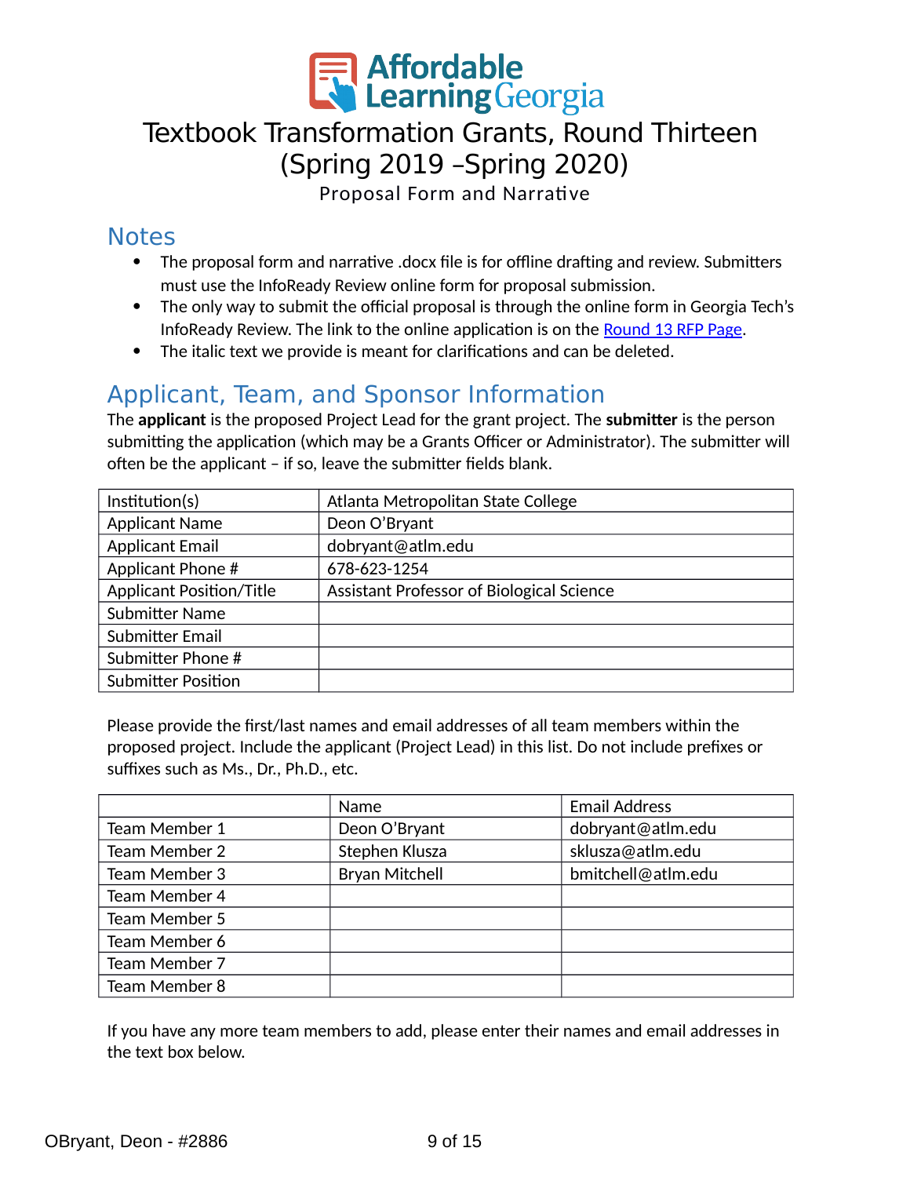Affordable Learning Georgia

# Textbook Transformation Grants, Round Thirteen (Spring 2019 –Spring 2020)

Proposal Form and Narrative

## Notes

- The proposal form and narrative .docx file is for offline drafting and review. Submitters must use the InfoReady Review online form for proposal submission.
- The only way to submit the official proposal is through the online form in Georgia Tech's InfoReady Review. The link to the online application is on the Round 13 RFP Page.
- The italic text we provide is meant for clarifications and can be deleted.

## Applicant, Team, and Sponsor Information

The **applicant** is the proposed Project Lead for the grant project. The **submitter** is the person submitting the application (which may be a Grants Officer or Administrator). The submitter will often be the applicant – if so, leave the submitter fields blank.

| Institution(s) | Atlanta Metropolitan State College |
|---|---|
| Applicant Name | Deon O'Bryant |
| Applicant Email | dobryant@atlm.edu |
| Applicant Phone # | 678-623-1254 |
| Applicant Position/Title | Assistant Professor of Biological Science |
| Submitter Name | |
| Submitter Email | |
| Submitter Phone # | |
| Submitter Position | |

Please provide the first/last names and email addresses of all team members within the proposed project. Include the applicant (Project Lead) in this list. Do not include prefixes or suffixes such as Ms., Dr., Ph.D., etc.

| | Name | Email Address |
|---|---|---|
| Team Member 1 | Deon O'Bryant | dobryant@atlm.edu |
| Team Member 2 | Stephen Klusza | sklusza@atlm.edu |
| Team Member 3 | Bryan Mitchell | bmitchell@atlm.edu |
| Team Member 4 | | |
| Team Member 5 | | |
| Team Member 6 | | |
| Team Member 7 | | |
| Team Member 8 | | |

If you have any more team members to add, please enter their names and email addresses in the text box below.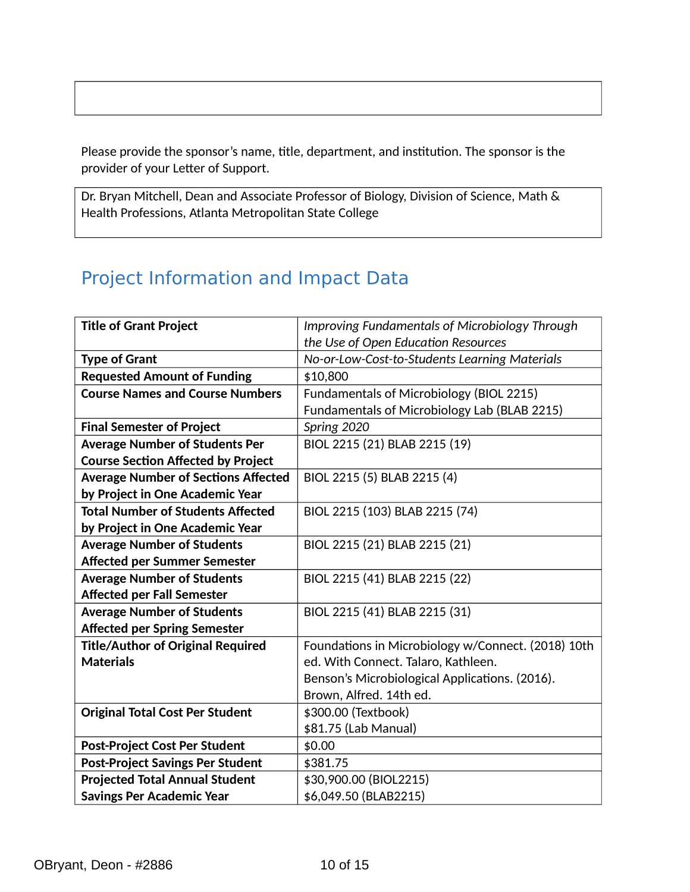Please provide the sponsor's name, title, department, and institution. The sponsor is the provider of your Letter of Support.

Dr. Bryan Mitchell, Dean and Associate Professor of Biology, Division of Science, Math & Health Professions, Atlanta Metropolitan State College

## Project Information and Impact Data

| | |
|---|---|
| **Title of Grant Project** | *Improving Fundamentals of Microbiology Through the Use of Open Education Resources* |
| **Type of Grant** | *No-or-Low-Cost-to-Students Learning Materials* |
| **Requested Amount of Funding** | $10,800 |
| **Course Names and Course Numbers** | Fundamentals of Microbiology (BIOL 2215)<br>Fundamentals of Microbiology Lab (BLAB 2215) |
| **Final Semester of Project** | *Spring 2020* |
| **Average Number of Students Per Course Section Affected by Project** | BIOL 2215 (21) BLAB 2215 (19) |
| **Average Number of Sections Affected by Project in One Academic Year** | BIOL 2215 (5) BLAB 2215 (4) |
| **Total Number of Students Affected by Project in One Academic Year** | BIOL 2215 (103) BLAB 2215 (74) |
| **Average Number of Students Affected per Summer Semester** | BIOL 2215 (21) BLAB 2215 (21) |
| **Average Number of Students Affected per Fall Semester** | BIOL 2215 (41) BLAB 2215 (22) |
| **Average Number of Students Affected per Spring Semester** | BIOL 2215 (41) BLAB 2215 (31) |
| **Title/Author of Original Required Materials** | Foundations in Microbiology w/Connect. (2018) 10th ed. With Connect. Talaro, Kathleen.<br>Benson's Microbiological Applications. (2016). Brown, Alfred. 14th ed. |
| **Original Total Cost Per Student** | $300.00 (Textbook)<br>$81.75 (Lab Manual) |
| **Post-Project Cost Per Student** | $0.00 |
| **Post-Project Savings Per Student** | $381.75 |
| **Projected Total Annual Student Savings Per Academic Year** | $30,900.00 (BIOL2215)<br>$6,049.50 (BLAB2215) |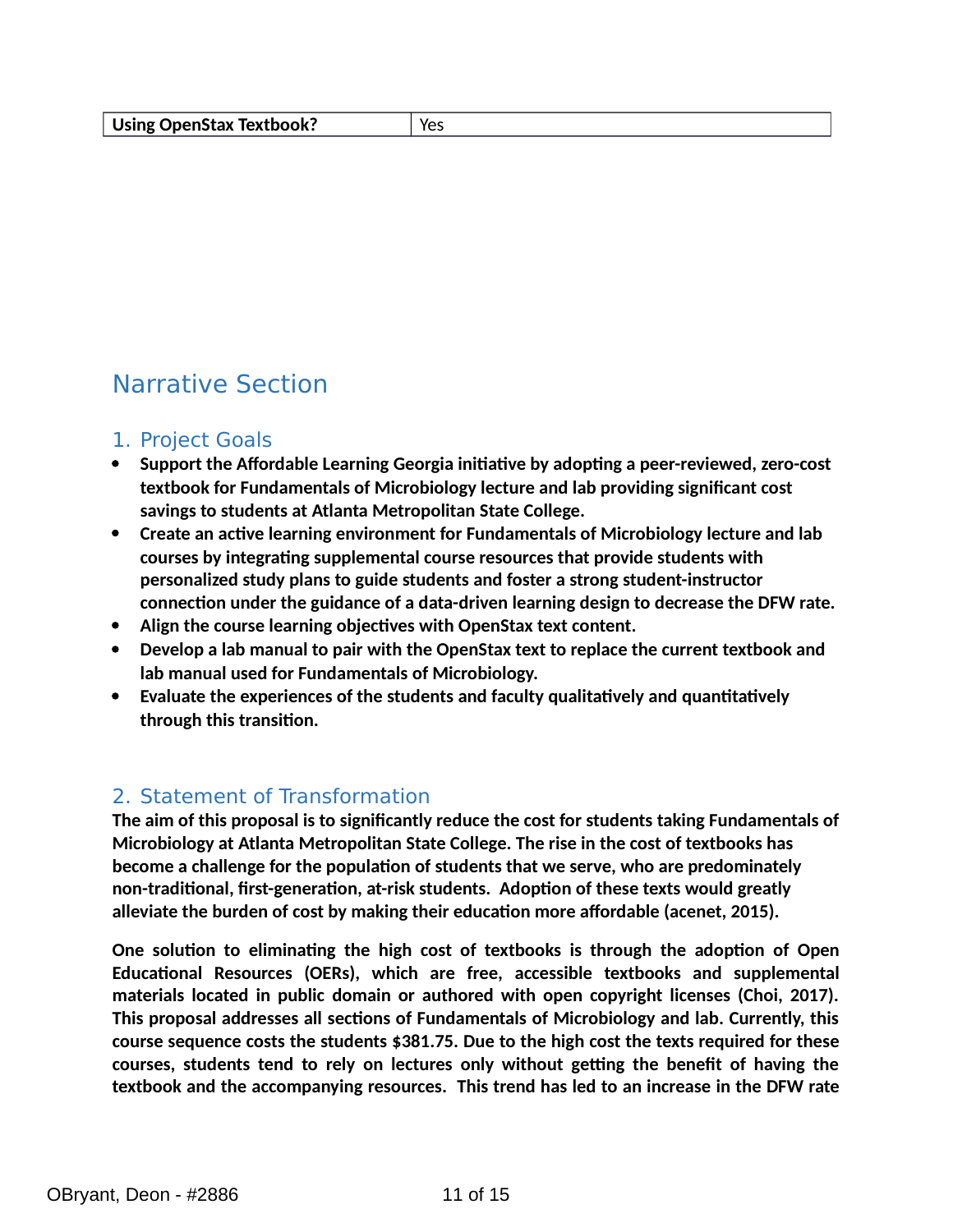| **Using OpenStax Textbook?** | Yes |
| --- | --- |

## Narrative Section

### 1. Project Goals

- **Support the Affordable Learning Georgia initiative by adopting a peer-reviewed, zero-cost textbook for Fundamentals of Microbiology lecture and lab providing significant cost savings to students at Atlanta Metropolitan State College.**
- **Create an active learning environment for Fundamentals of Microbiology lecture and lab courses by integrating supplemental course resources that provide students with personalized study plans to guide students and foster a strong student-instructor connection under the guidance of a data-driven learning design to decrease the DFW rate.**
- **Align the course learning objectives with OpenStax text content.**
- **Develop a lab manual to pair with the OpenStax text to replace the current textbook and lab manual used for Fundamentals of Microbiology.**
- **Evaluate the experiences of the students and faculty qualitatively and quantitatively through this transition.**

### 2. Statement of Transformation

**The aim of this proposal is to significantly reduce the cost for students taking Fundamentals of Microbiology at Atlanta Metropolitan State College. The rise in the cost of textbooks has become a challenge for the population of students that we serve, who are predominately non-traditional, first-generation, at-risk students. Adoption of these texts would greatly alleviate the burden of cost by making their education more affordable (acenet, 2015).**

**One solution to eliminating the high cost of textbooks is through the adoption of Open Educational Resources (OERs), which are free, accessible textbooks and supplemental materials located in public domain or authored with open copyright licenses (Choi, 2017). This proposal addresses all sections of Fundamentals of Microbiology and lab. Currently, this course sequence costs the students $381.75. Due to the high cost the texts required for these courses, students tend to rely on lectures only without getting the benefit of having the textbook and the accompanying resources. This trend has led to an increase in the DFW rate**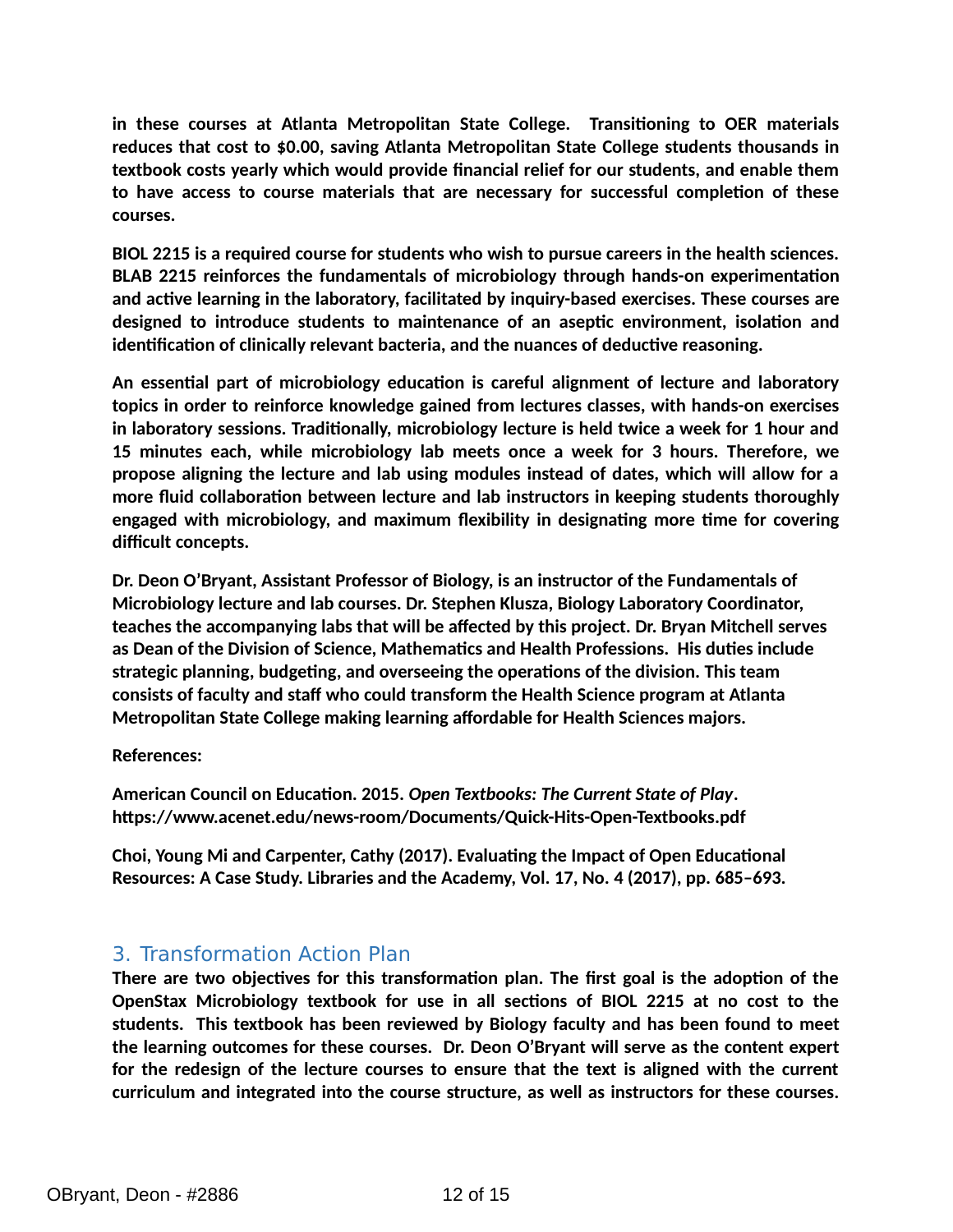**in these courses at Atlanta Metropolitan State College. Transitioning to OER materials reduces that cost to $0.00, saving Atlanta Metropolitan State College students thousands in textbook costs yearly which would provide financial relief for our students, and enable them to have access to course materials that are necessary for successful completion of these courses.**

**BIOL 2215 is a required course for students who wish to pursue careers in the health sciences. BLAB 2215 reinforces the fundamentals of microbiology through hands-on experimentation and active learning in the laboratory, facilitated by inquiry-based exercises. These courses are designed to introduce students to maintenance of an aseptic environment, isolation and identification of clinically relevant bacteria, and the nuances of deductive reasoning.**

**An essential part of microbiology education is careful alignment of lecture and laboratory topics in order to reinforce knowledge gained from lectures classes, with hands-on exercises in laboratory sessions. Traditionally, microbiology lecture is held twice a week for 1 hour and 15 minutes each, while microbiology lab meets once a week for 3 hours. Therefore, we propose aligning the lecture and lab using modules instead of dates, which will allow for a more fluid collaboration between lecture and lab instructors in keeping students thoroughly engaged with microbiology, and maximum flexibility in designating more time for covering difficult concepts.**

**Dr. Deon O'Bryant, Assistant Professor of Biology, is an instructor of the Fundamentals of Microbiology lecture and lab courses. Dr. Stephen Klusza, Biology Laboratory Coordinator, teaches the accompanying labs that will be affected by this project. Dr. Bryan Mitchell serves as Dean of the Division of Science, Mathematics and Health Professions. His duties include strategic planning, budgeting, and overseeing the operations of the division. This team consists of faculty and staff who could transform the Health Science program at Atlanta Metropolitan State College making learning affordable for Health Sciences majors.**

**References:**

**American Council on Education. 2015. *Open Textbooks: The Current State of Play*. https://www.acenet.edu/news-room/Documents/Quick-Hits-Open-Textbooks.pdf**

**Choi, Young Mi and Carpenter, Cathy (2017). Evaluating the Impact of Open Educational Resources: A Case Study. Libraries and the Academy, Vol. 17, No. 4 (2017), pp. 685–693.**

## 3. Transformation Action Plan

**There are two objectives for this transformation plan. The first goal is the adoption of the OpenStax Microbiology textbook for use in all sections of BIOL 2215 at no cost to the students. This textbook has been reviewed by Biology faculty and has been found to meet the learning outcomes for these courses. Dr. Deon O'Bryant will serve as the content expert for the redesign of the lecture courses to ensure that the text is aligned with the current curriculum and integrated into the course structure, as well as instructors for these courses.**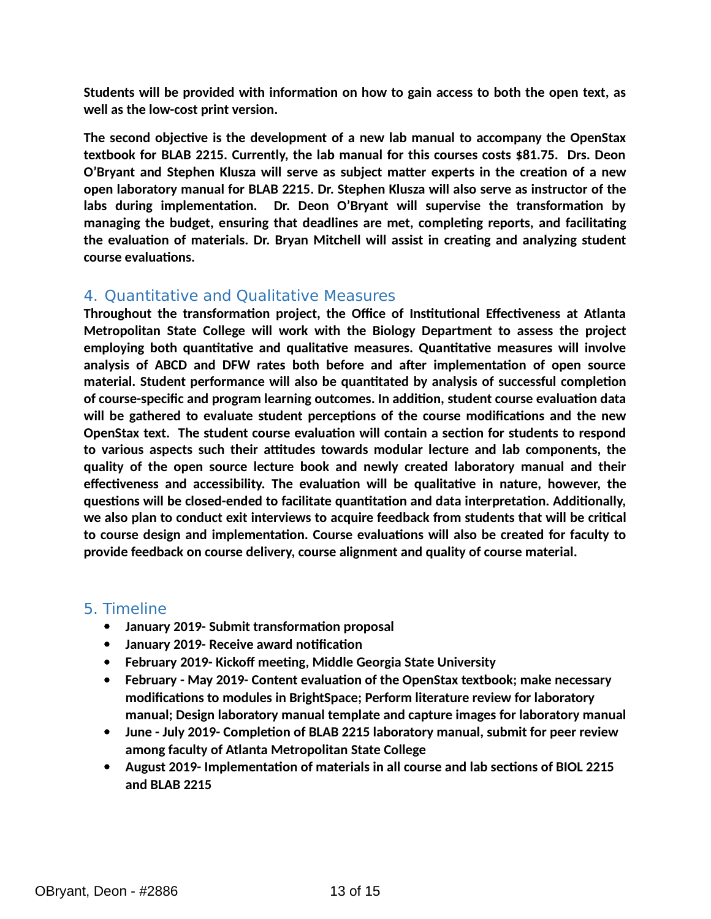**Students will be provided with information on how to gain access to both the open text, as well as the low-cost print version.**

**The second objective is the development of a new lab manual to accompany the OpenStax textbook for BLAB 2215. Currently, the lab manual for this courses costs $81.75. Drs. Deon O'Bryant and Stephen Klusza will serve as subject matter experts in the creation of a new open laboratory manual for BLAB 2215. Dr. Stephen Klusza will also serve as instructor of the labs during implementation. Dr. Deon O'Bryant will supervise the transformation by managing the budget, ensuring that deadlines are met, completing reports, and facilitating the evaluation of materials. Dr. Bryan Mitchell will assist in creating and analyzing student course evaluations.**

## 4. Quantitative and Qualitative Measures

**Throughout the transformation project, the Office of Institutional Effectiveness at Atlanta Metropolitan State College will work with the Biology Department to assess the project employing both quantitative and qualitative measures. Quantitative measures will involve analysis of ABCD and DFW rates both before and after implementation of open source material. Student performance will also be quantitated by analysis of successful completion of course-specific and program learning outcomes. In addition, student course evaluation data will be gathered to evaluate student perceptions of the course modifications and the new OpenStax text. The student course evaluation will contain a section for students to respond to various aspects such their attitudes towards modular lecture and lab components, the quality of the open source lecture book and newly created laboratory manual and their effectiveness and accessibility. The evaluation will be qualitative in nature, however, the questions will be closed-ended to facilitate quantitation and data interpretation. Additionally, we also plan to conduct exit interviews to acquire feedback from students that will be critical to course design and implementation. Course evaluations will also be created for faculty to provide feedback on course delivery, course alignment and quality of course material.**

## 5. Timeline

- **January 2019- Submit transformation proposal**
- **January 2019- Receive award notification**
- **February 2019- Kickoff meeting, Middle Georgia State University**
- **February - May 2019- Content evaluation of the OpenStax textbook; make necessary modifications to modules in BrightSpace; Perform literature review for laboratory manual; Design laboratory manual template and capture images for laboratory manual**
- **June - July 2019- Completion of BLAB 2215 laboratory manual, submit for peer review among faculty of Atlanta Metropolitan State College**
- **August 2019- Implementation of materials in all course and lab sections of BIOL 2215 and BLAB 2215**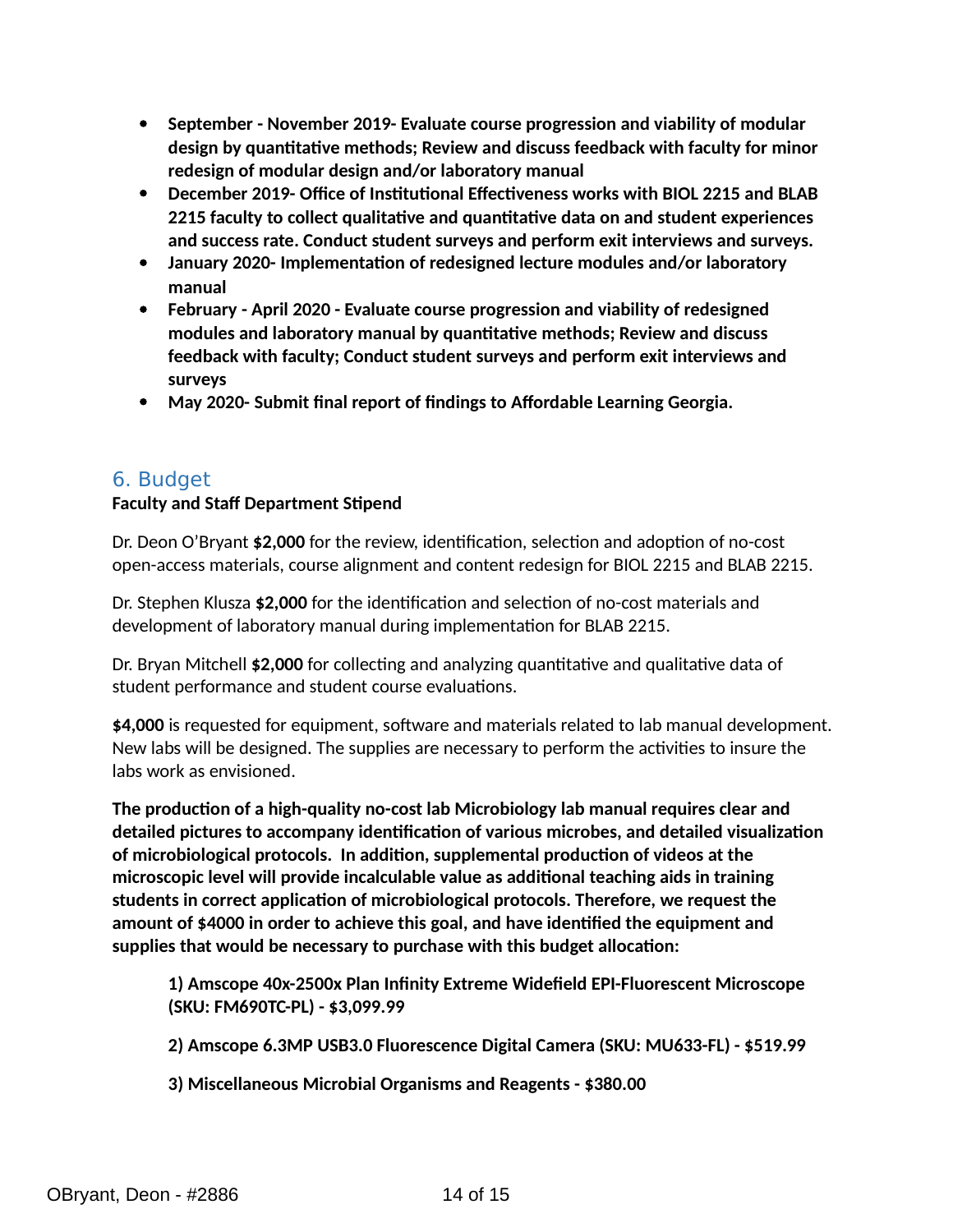- **September - November 2019- Evaluate course progression and viability of modular design by quantitative methods; Review and discuss feedback with faculty for minor redesign of modular design and/or laboratory manual**
- **December 2019- Office of Institutional Effectiveness works with BIOL 2215 and BLAB 2215 faculty to collect qualitative and quantitative data on and student experiences and success rate. Conduct student surveys and perform exit interviews and surveys.**
- **January 2020- Implementation of redesigned lecture modules and/or laboratory manual**
- **February - April 2020 - Evaluate course progression and viability of redesigned modules and laboratory manual by quantitative methods; Review and discuss feedback with faculty; Conduct student surveys and perform exit interviews and surveys**
- **May 2020- Submit final report of findings to Affordable Learning Georgia.**

## 6. Budget

**Faculty and Staff Department Stipend**

Dr. Deon O'Bryant **$2,000** for the review, identification, selection and adoption of no-cost open-access materials, course alignment and content redesign for BIOL 2215 and BLAB 2215.

Dr. Stephen Klusza **$2,000** for the identification and selection of no-cost materials and development of laboratory manual during implementation for BLAB 2215.

Dr. Bryan Mitchell **$2,000** for collecting and analyzing quantitative and qualitative data of student performance and student course evaluations.

**$4,000** is requested for equipment, software and materials related to lab manual development. New labs will be designed. The supplies are necessary to perform the activities to insure the labs work as envisioned.

**The production of a high-quality no-cost lab Microbiology lab manual requires clear and detailed pictures to accompany identification of various microbes, and detailed visualization of microbiological protocols. In addition, supplemental production of videos at the microscopic level will provide incalculable value as additional teaching aids in training students in correct application of microbiological protocols. Therefore, we request the amount of $4000 in order to achieve this goal, and have identified the equipment and supplies that would be necessary to purchase with this budget allocation:**

> **1) Amscope 40x-2500x Plan Infinity Extreme Widefield EPI-Fluorescent Microscope (SKU: FM690TC-PL) - $3,099.99**
>
> **2) Amscope 6.3MP USB3.0 Fluorescence Digital Camera (SKU: MU633-FL) - $519.99**
>
> **3) Miscellaneous Microbial Organisms and Reagents - $380.00**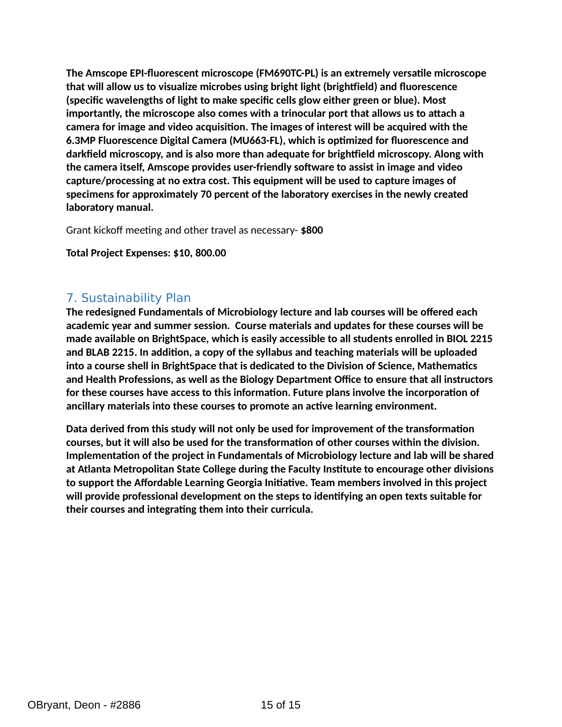**The Amscope EPI-fluorescent microscope (FM690TC-PL) is an extremely versatile microscope that will allow us to visualize microbes using bright light (brightfield) and fluorescence (specific wavelengths of light to make specific cells glow either green or blue). Most importantly, the microscope also comes with a trinocular port that allows us to attach a camera for image and video acquisition. The images of interest will be acquired with the 6.3MP Fluorescence Digital Camera (MU663-FL), which is optimized for fluorescence and darkfield microscopy, and is also more than adequate for brightfield microscopy. Along with the camera itself, Amscope provides user-friendly software to assist in image and video capture/processing at no extra cost. This equipment will be used to capture images of specimens for approximately 70 percent of the laboratory exercises in the newly created laboratory manual.**

Grant kickoff meeting and other travel as necessary- **$800**

**Total Project Expenses: $10, 800.00**

## 7. Sustainability Plan

**The redesigned Fundamentals of Microbiology lecture and lab courses will be offered each academic year and summer session. Course materials and updates for these courses will be made available on BrightSpace, which is easily accessible to all students enrolled in BIOL 2215 and BLAB 2215. In addition, a copy of the syllabus and teaching materials will be uploaded into a course shell in BrightSpace that is dedicated to the Division of Science, Mathematics and Health Professions, as well as the Biology Department Office to ensure that all instructors for these courses have access to this information. Future plans involve the incorporation of ancillary materials into these courses to promote an active learning environment.**

**Data derived from this study will not only be used for improvement of the transformation courses, but it will also be used for the transformation of other courses within the division. Implementation of the project in Fundamentals of Microbiology lecture and lab will be shared at Atlanta Metropolitan State College during the Faculty Institute to encourage other divisions to support the Affordable Learning Georgia Initiative. Team members involved in this project will provide professional development on the steps to identifying an open texts suitable for their courses and integrating them into their curricula.**